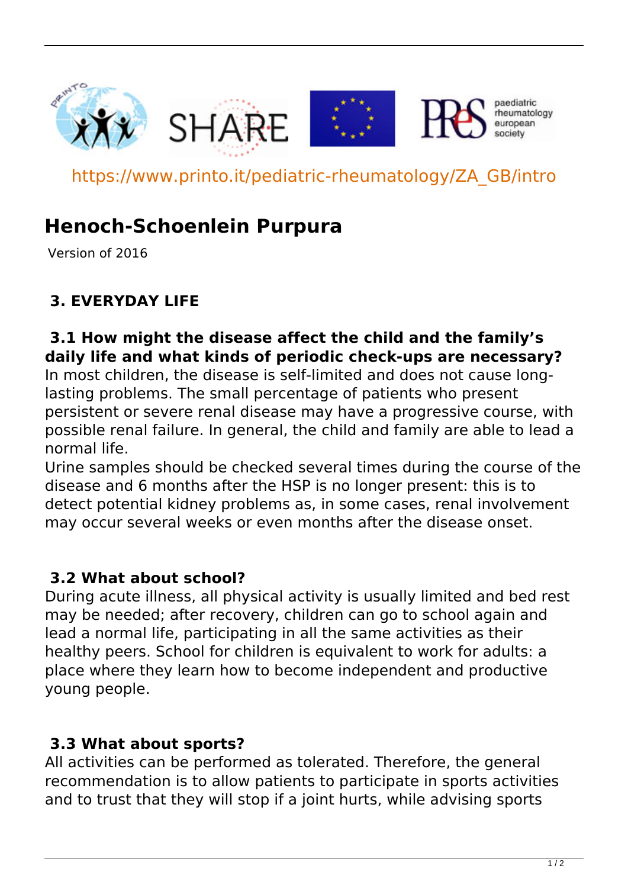https://www.printo.it/pediatric-rheumatology/ZA_GB/intro

# Henoch-Schoenlein Purpura

Version of 2016

## 3. EVERYDAY LIFE

### 3.1 How might the disease affect the child and the family's daily life and what kinds of periodic check-ups are necessary?

In most children, the disease is self-limited and does not cause long-lasting problems. The small percentage of patients who present persistent or severe renal disease may have a progressive course, with possible renal failure. In general, the child and family are able to lead a normal life.

Urine samples should be checked several times during the course of the disease and 6 months after the HSP is no longer present: this is to detect potential kidney problems as, in some cases, renal involvement may occur several weeks or even months after the disease onset.

### 3.2 What about school?

During acute illness, all physical activity is usually limited and bed rest may be needed; after recovery, children can go to school again and lead a normal life, participating in all the same activities as their healthy peers. School for children is equivalent to work for adults: a place where they learn how to become independent and productive young people.

### 3.3 What about sports?

All activities can be performed as tolerated. Therefore, the general recommendation is to allow patients to participate in sports activities and to trust that they will stop if a joint hurts, while advising sports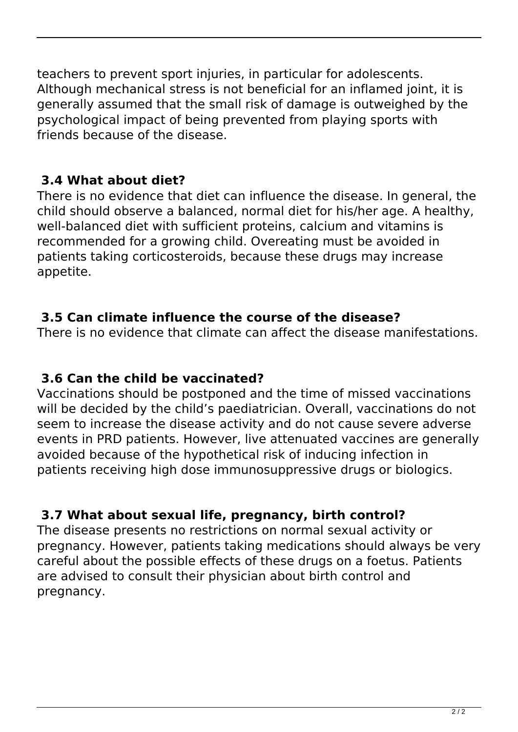teachers to prevent sport injuries, in particular for adolescents. Although mechanical stress is not beneficial for an inflamed joint, it is generally assumed that the small risk of damage is outweighed by the psychological impact of being prevented from playing sports with friends because of the disease.

### 3.4 What about diet?

There is no evidence that diet can influence the disease. In general, the child should observe a balanced, normal diet for his/her age. A healthy, well-balanced diet with sufficient proteins, calcium and vitamins is recommended for a growing child. Overeating must be avoided in patients taking corticosteroids, because these drugs may increase appetite.

### 3.5 Can climate influence the course of the disease?

There is no evidence that climate can affect the disease manifestations.

### 3.6 Can the child be vaccinated?

Vaccinations should be postponed and the time of missed vaccinations will be decided by the child's paediatrician. Overall, vaccinations do not seem to increase the disease activity and do not cause severe adverse events in PRD patients. However, live attenuated vaccines are generally avoided because of the hypothetical risk of inducing infection in patients receiving high dose immunosuppressive drugs or biologics.

### 3.7 What about sexual life, pregnancy, birth control?

The disease presents no restrictions on normal sexual activity or pregnancy. However, patients taking medications should always be very careful about the possible effects of these drugs on a foetus. Patients are advised to consult their physician about birth control and pregnancy.